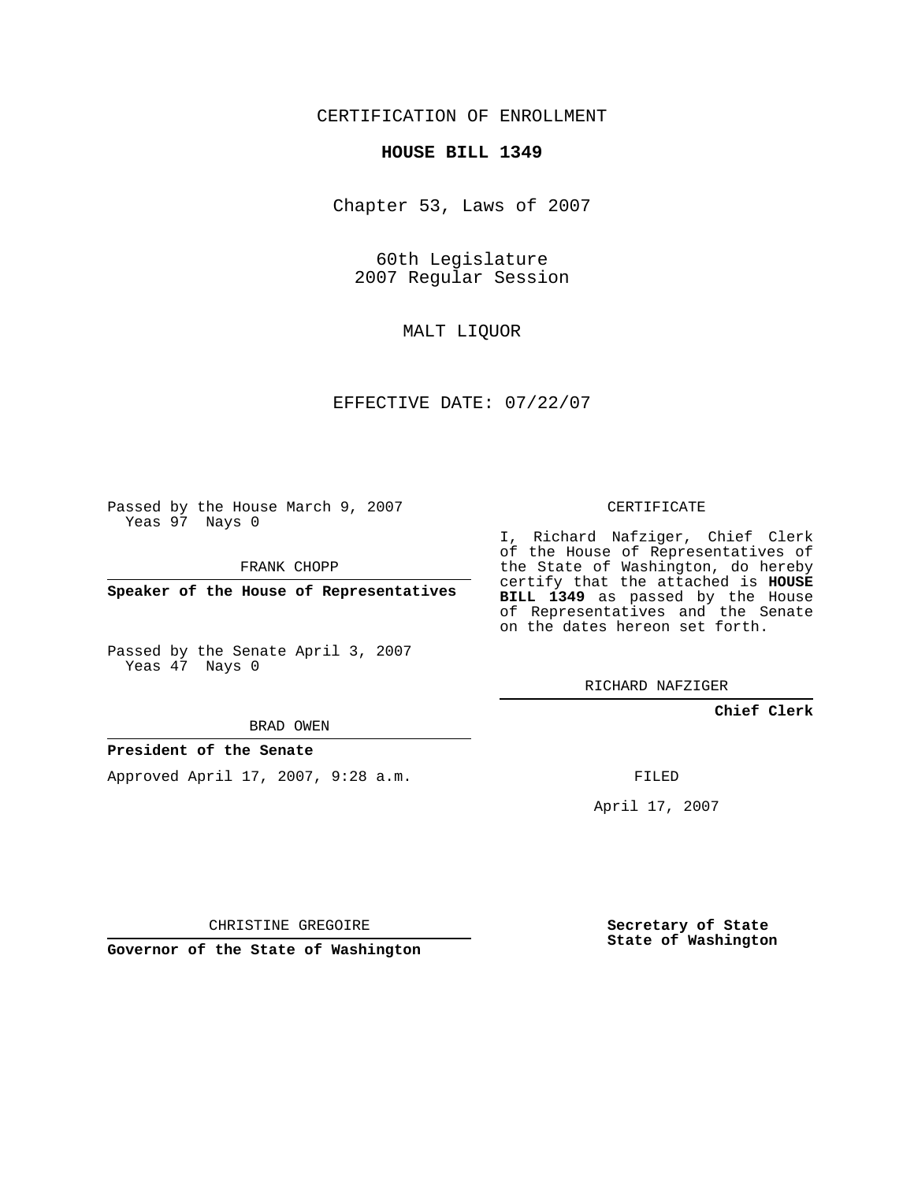CERTIFICATION OF ENROLLMENT

**HOUSE BILL 1349**

Chapter 53, Laws of 2007

60th Legislature
2007 Regular Session

MALT LIQUOR

EFFECTIVE DATE: 07/22/07

Passed by the House March 9, 2007
Yeas 97 Nays 0

FRANK CHOPP

**Speaker of the House of Representatives**

Passed by the Senate April 3, 2007
Yeas 47 Nays 0

BRAD OWEN

**President of the Senate**

Approved April 17, 2007, 9:28 a.m.

CHRISTINE GREGOIRE

**Governor of the State of Washington**

CERTIFICATE

I, Richard Nafziger, Chief Clerk of the House of Representatives of the State of Washington, do hereby certify that the attached is **HOUSE BILL 1349** as passed by the House of Representatives and the Senate on the dates hereon set forth.

RICHARD NAFZIGER

**Chief Clerk**

FILED

April 17, 2007

**Secretary of State**
**State of Washington**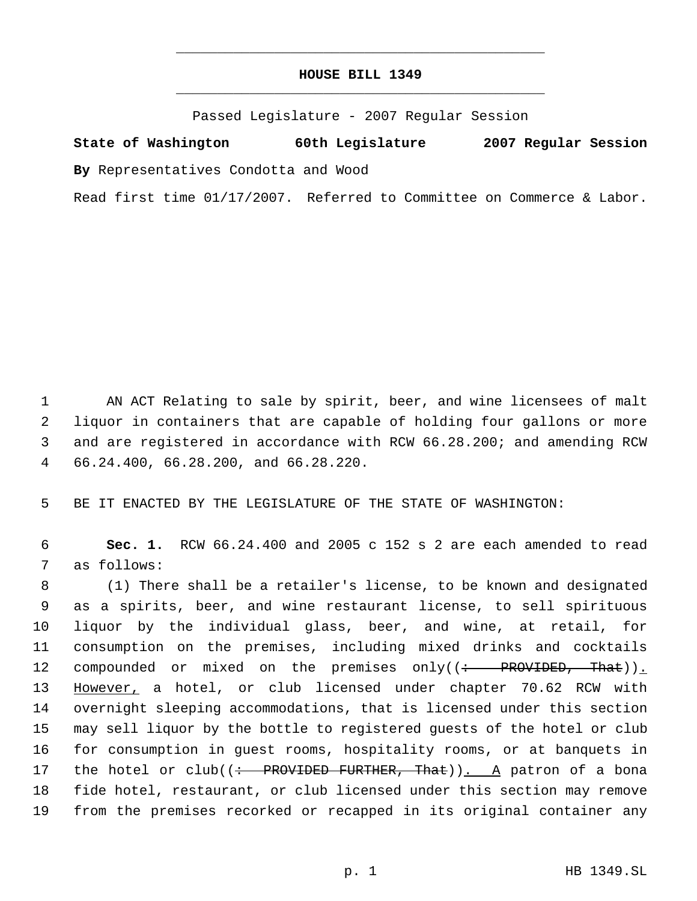# HOUSE BILL 1349

Passed Legislature - 2007 Regular Session

**State of Washington 60th Legislature 2007 Regular Session**

**By** Representatives Condotta and Wood

Read first time 01/17/2007. Referred to Committee on Commerce & Labor.

AN ACT Relating to sale by spirit, beer, and wine licensees of malt liquor in containers that are capable of holding four gallons or more and are registered in accordance with RCW 66.28.200; and amending RCW 66.24.400, 66.28.200, and 66.28.220.

BE IT ENACTED BY THE LEGISLATURE OF THE STATE OF WASHINGTON:

**Sec. 1.** RCW 66.24.400 and 2005 c 152 s 2 are each amended to read as follows:

(1) There shall be a retailer's license, to be known and designated as a spirits, beer, and wine restaurant license, to sell spirituous liquor by the individual glass, beer, and wine, at retail, for consumption on the premises, including mixed drinks and cocktails compounded or mixed on the premises only((~~: PROVIDED, That~~))<u>. However,</u> a hotel, or club licensed under chapter 70.62 RCW with overnight sleeping accommodations, that is licensed under this section may sell liquor by the bottle to registered guests of the hotel or club for consumption in guest rooms, hospitality rooms, or at banquets in the hotel or club((~~: PROVIDED FURTHER, That~~))<u>. A</u> patron of a bona fide hotel, restaurant, or club licensed under this section may remove from the premises recorked or recapped in its original container any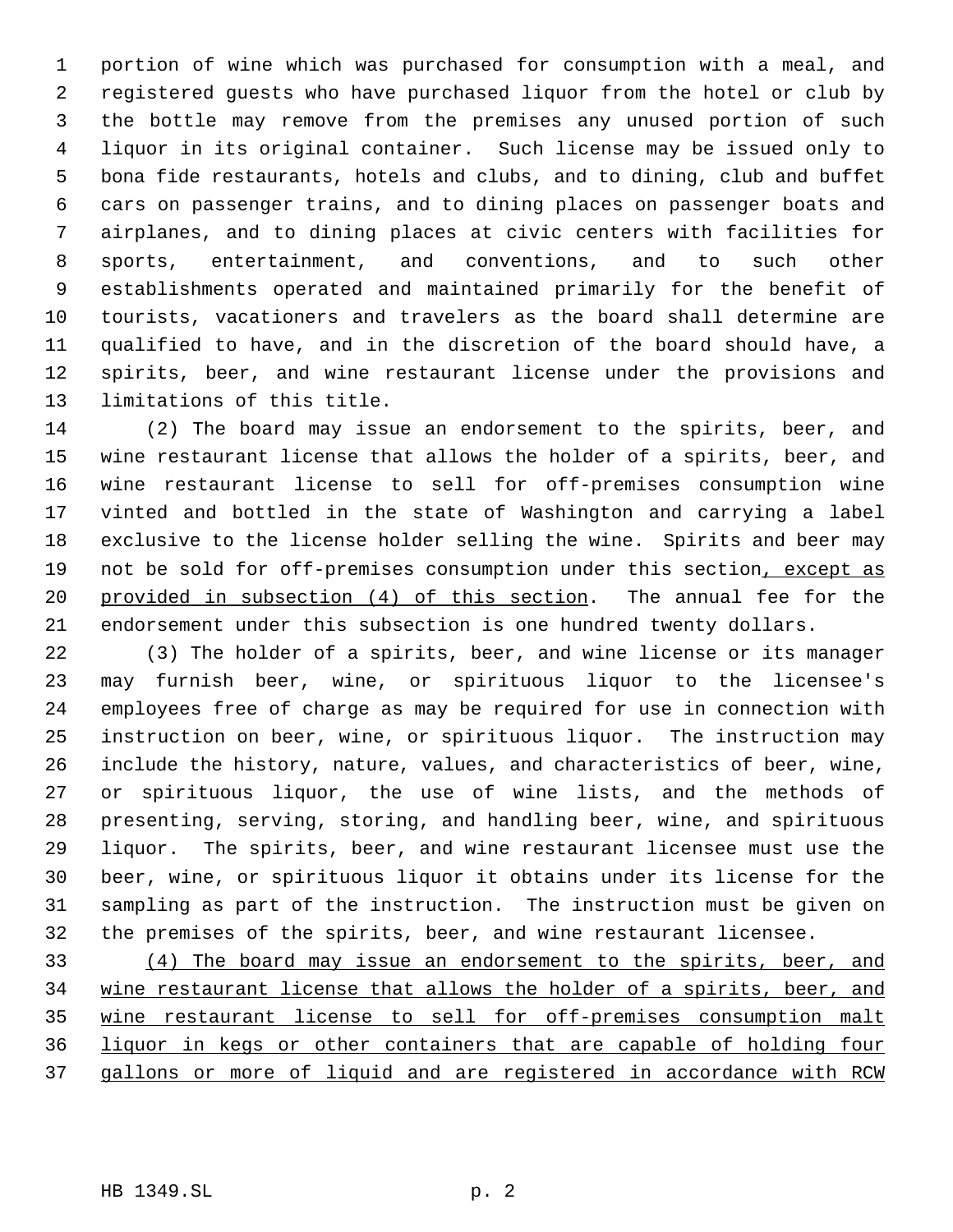portion of wine which was purchased for consumption with a meal, and registered guests who have purchased liquor from the hotel or club by the bottle may remove from the premises any unused portion of such liquor in its original container. Such license may be issued only to bona fide restaurants, hotels and clubs, and to dining, club and buffet cars on passenger trains, and to dining places on passenger boats and airplanes, and to dining places at civic centers with facilities for sports, entertainment, and conventions, and to such other establishments operated and maintained primarily for the benefit of tourists, vacationers and travelers as the board shall determine are qualified to have, and in the discretion of the board should have, a spirits, beer, and wine restaurant license under the provisions and limitations of this title.

(2) The board may issue an endorsement to the spirits, beer, and wine restaurant license that allows the holder of a spirits, beer, and wine restaurant license to sell for off-premises consumption wine vinted and bottled in the state of Washington and carrying a label exclusive to the license holder selling the wine. Spirits and beer may not be sold for off-premises consumption under this section, except as provided in subsection (4) of this section. The annual fee for the endorsement under this subsection is one hundred twenty dollars.

(3) The holder of a spirits, beer, and wine license or its manager may furnish beer, wine, or spirituous liquor to the licensee's employees free of charge as may be required for use in connection with instruction on beer, wine, or spirituous liquor. The instruction may include the history, nature, values, and characteristics of beer, wine, or spirituous liquor, the use of wine lists, and the methods of presenting, serving, storing, and handling beer, wine, and spirituous liquor. The spirits, beer, and wine restaurant licensee must use the beer, wine, or spirituous liquor it obtains under its license for the sampling as part of the instruction. The instruction must be given on the premises of the spirits, beer, and wine restaurant licensee.

(4) The board may issue an endorsement to the spirits, beer, and wine restaurant license that allows the holder of a spirits, beer, and wine restaurant license to sell for off-premises consumption malt liquor in kegs or other containers that are capable of holding four gallons or more of liquid and are registered in accordance with RCW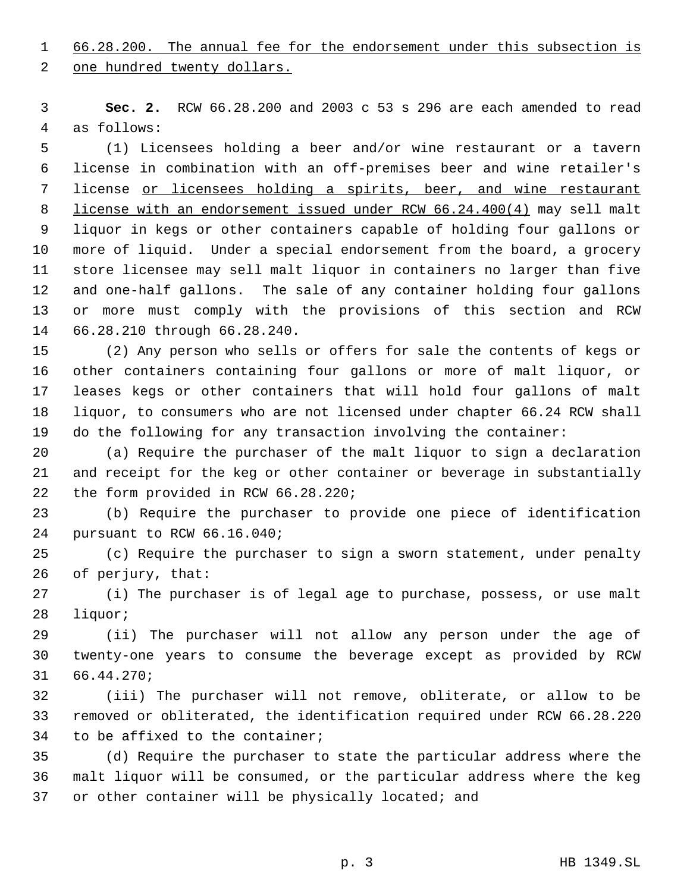66.28.200. The annual fee for the endorsement under this subsection is one hundred twenty dollars.

**Sec. 2.** RCW 66.28.200 and 2003 c 53 s 296 are each amended to read as follows:

(1) Licensees holding a beer and/or wine restaurant or a tavern license in combination with an off-premises beer and wine retailer's license or licensees holding a spirits, beer, and wine restaurant license with an endorsement issued under RCW 66.24.400(4) may sell malt liquor in kegs or other containers capable of holding four gallons or more of liquid. Under a special endorsement from the board, a grocery store licensee may sell malt liquor in containers no larger than five and one-half gallons. The sale of any container holding four gallons or more must comply with the provisions of this section and RCW 66.28.210 through 66.28.240.

(2) Any person who sells or offers for sale the contents of kegs or other containers containing four gallons or more of malt liquor, or leases kegs or other containers that will hold four gallons of malt liquor, to consumers who are not licensed under chapter 66.24 RCW shall do the following for any transaction involving the container:

(a) Require the purchaser of the malt liquor to sign a declaration and receipt for the keg or other container or beverage in substantially the form provided in RCW 66.28.220;

(b) Require the purchaser to provide one piece of identification pursuant to RCW 66.16.040;

(c) Require the purchaser to sign a sworn statement, under penalty of perjury, that:

(i) The purchaser is of legal age to purchase, possess, or use malt liquor;

(ii) The purchaser will not allow any person under the age of twenty-one years to consume the beverage except as provided by RCW 66.44.270;

(iii) The purchaser will not remove, obliterate, or allow to be removed or obliterated, the identification required under RCW 66.28.220 to be affixed to the container;

(d) Require the purchaser to state the particular address where the malt liquor will be consumed, or the particular address where the keg or other container will be physically located; and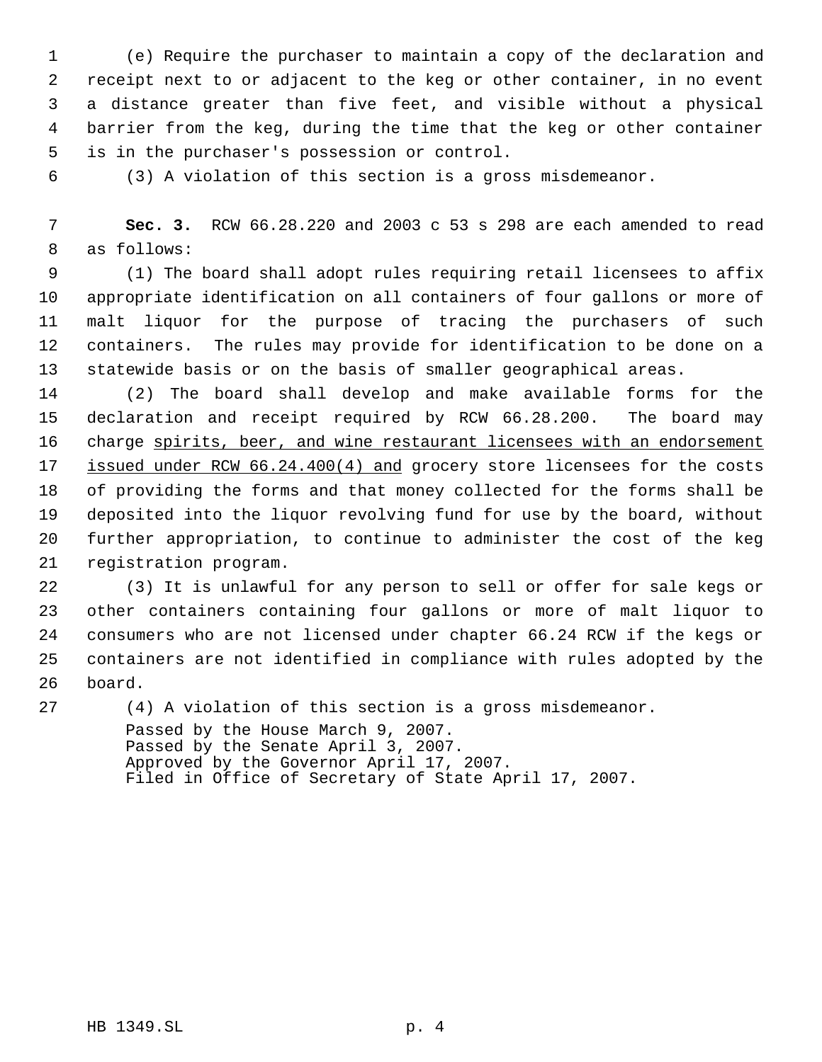(e) Require the purchaser to maintain a copy of the declaration and receipt next to or adjacent to the keg or other container, in no event a distance greater than five feet, and visible without a physical barrier from the keg, during the time that the keg or other container is in the purchaser's possession or control.

(3) A violation of this section is a gross misdemeanor.

**Sec. 3.** RCW 66.28.220 and 2003 c 53 s 298 are each amended to read as follows:

(1) The board shall adopt rules requiring retail licensees to affix appropriate identification on all containers of four gallons or more of malt liquor for the purpose of tracing the purchasers of such containers. The rules may provide for identification to be done on a statewide basis or on the basis of smaller geographical areas.

(2) The board shall develop and make available forms for the declaration and receipt required by RCW 66.28.200. The board may charge <u>spirits, beer, and wine restaurant licensees with an endorsement issued under RCW 66.24.400(4) and</u> grocery store licensees for the costs of providing the forms and that money collected for the forms shall be deposited into the liquor revolving fund for use by the board, without further appropriation, to continue to administer the cost of the keg registration program.

(3) It is unlawful for any person to sell or offer for sale kegs or other containers containing four gallons or more of malt liquor to consumers who are not licensed under chapter 66.24 RCW if the kegs or containers are not identified in compliance with rules adopted by the board.

(4) A violation of this section is a gross misdemeanor.

Passed by the House March 9, 2007.
Passed by the Senate April 3, 2007.
Approved by the Governor April 17, 2007.
Filed in Office of Secretary of State April 17, 2007.